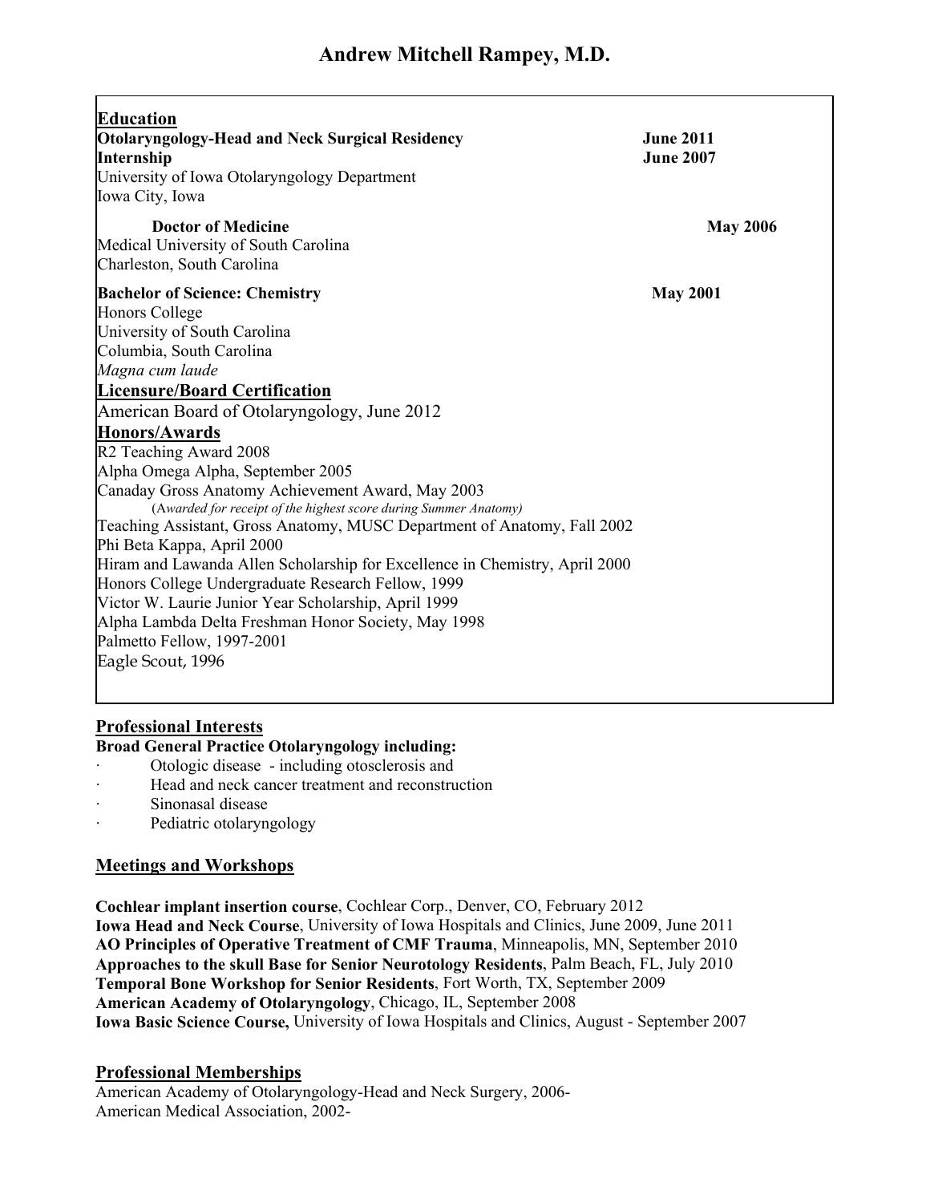# Andrew Mitchell Rampey, M.D.

## Education

**Otolaryngology-Head and Neck Surgical Residency** **June 2011**
**Internship** **June 2007**
University of Iowa Otolaryngology Department
Iowa City, Iowa

**Doctor of Medicine** **May 2006**
Medical University of South Carolina
Charleston, South Carolina

**Bachelor of Science: Chemistry** **May 2001**
Honors College
University of South Carolina
Columbia, South Carolina
*Magna cum laude*

## Licensure/Board Certification

American Board of Otolaryngology, June 2012

## Honors/Awards

R2 Teaching Award 2008
Alpha Omega Alpha, September 2005
Canaday Gross Anatomy Achievement Award, May 2003
(*Awarded for receipt of the highest score during Summer Anatomy)*
Teaching Assistant, Gross Anatomy, MUSC Department of Anatomy, Fall 2002
Phi Beta Kappa, April 2000
Hiram and Lawanda Allen Scholarship for Excellence in Chemistry, April 2000
Honors College Undergraduate Research Fellow, 1999
Victor W. Laurie Junior Year Scholarship, April 1999
Alpha Lambda Delta Freshman Honor Society, May 1998
Palmetto Fellow, 1997-2001
Eagle Scout, 1996

## Professional Interests

**Broad General Practice Otolaryngology including:**

- Otologic disease - including otosclerosis and
- Head and neck cancer treatment and reconstruction
- Sinonasal disease
- Pediatric otolaryngology

## Meetings and Workshops

**Cochlear implant insertion course**, Cochlear Corp., Denver, CO, February 2012
**Iowa Head and Neck Course**, University of Iowa Hospitals and Clinics, June 2009, June 2011
**AO Principles of Operative Treatment of CMF Trauma**, Minneapolis, MN, September 2010
**Approaches to the skull Base for Senior Neurotology Residents**, Palm Beach, FL, July 2010
**Temporal Bone Workshop for Senior Residents**, Fort Worth, TX, September 2009
**American Academy of Otolaryngology**, Chicago, IL, September 2008
**Iowa Basic Science Course,** University of Iowa Hospitals and Clinics, August - September 2007

## Professional Memberships

American Academy of Otolaryngology-Head and Neck Surgery, 2006-
American Medical Association, 2002-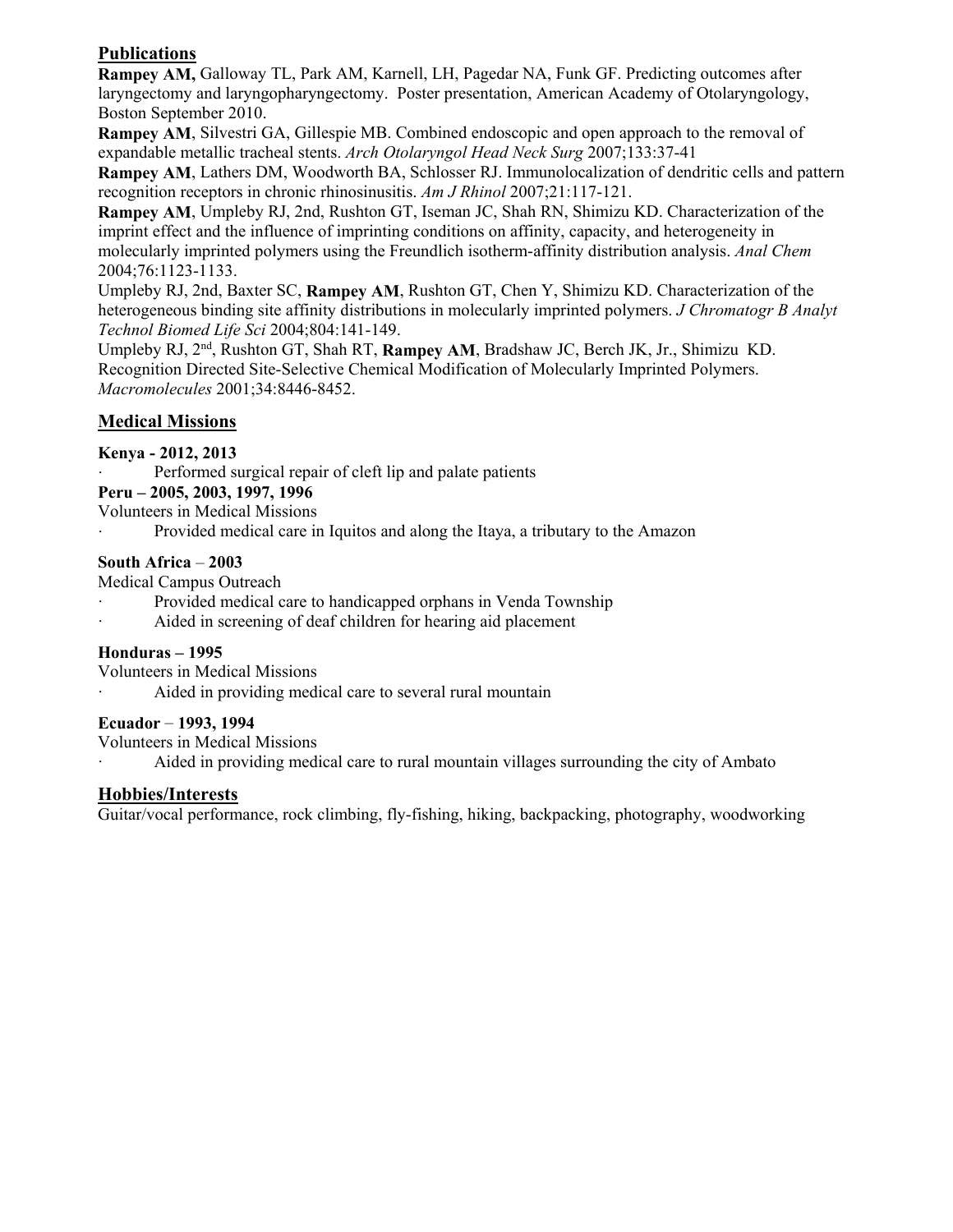## Publications

**Rampey AM,** Galloway TL, Park AM, Karnell, LH, Pagedar NA, Funk GF. Predicting outcomes after laryngectomy and laryngopharyngectomy. Poster presentation, American Academy of Otolaryngology, Boston September 2010.

**Rampey AM**, Silvestri GA, Gillespie MB. Combined endoscopic and open approach to the removal of expandable metallic tracheal stents. *Arch Otolaryngol Head Neck Surg* 2007;133:37-41

**Rampey AM**, Lathers DM, Woodworth BA, Schlosser RJ. Immunolocalization of dendritic cells and pattern recognition receptors in chronic rhinosinusitis. *Am J Rhinol* 2007;21:117-121.

**Rampey AM**, Umpleby RJ, 2nd, Rushton GT, Iseman JC, Shah RN, Shimizu KD. Characterization of the imprint effect and the influence of imprinting conditions on affinity, capacity, and heterogeneity in molecularly imprinted polymers using the Freundlich isotherm-affinity distribution analysis. *Anal Chem* 2004;76:1123-1133.

Umpleby RJ, 2nd, Baxter SC, **Rampey AM**, Rushton GT, Chen Y, Shimizu KD. Characterization of the heterogeneous binding site affinity distributions in molecularly imprinted polymers. *J Chromatogr B Analyt Technol Biomed Life Sci* 2004;804:141-149.

Umpleby RJ, 2nd, Rushton GT, Shah RT, **Rampey AM**, Bradshaw JC, Berch JK, Jr., Shimizu KD. Recognition Directed Site-Selective Chemical Modification of Molecularly Imprinted Polymers. *Macromolecules* 2001;34:8446-8452.

## Medical Missions

**Kenya - 2012, 2013**

- Performed surgical repair of cleft lip and palate patients

**Peru – 2005, 2003, 1997, 1996**

Volunteers in Medical Missions

- Provided medical care in Iquitos and along the Itaya, a tributary to the Amazon

**South Africa – 2003**

Medical Campus Outreach

- Provided medical care to handicapped orphans in Venda Township
- Aided in screening of deaf children for hearing aid placement

**Honduras – 1995**

Volunteers in Medical Missions

- Aided in providing medical care to several rural mountain

**Ecuador – 1993, 1994**

Volunteers in Medical Missions

- Aided in providing medical care to rural mountain villages surrounding the city of Ambato

## Hobbies/Interests

Guitar/vocal performance, rock climbing, fly-fishing, hiking, backpacking, photography, woodworking